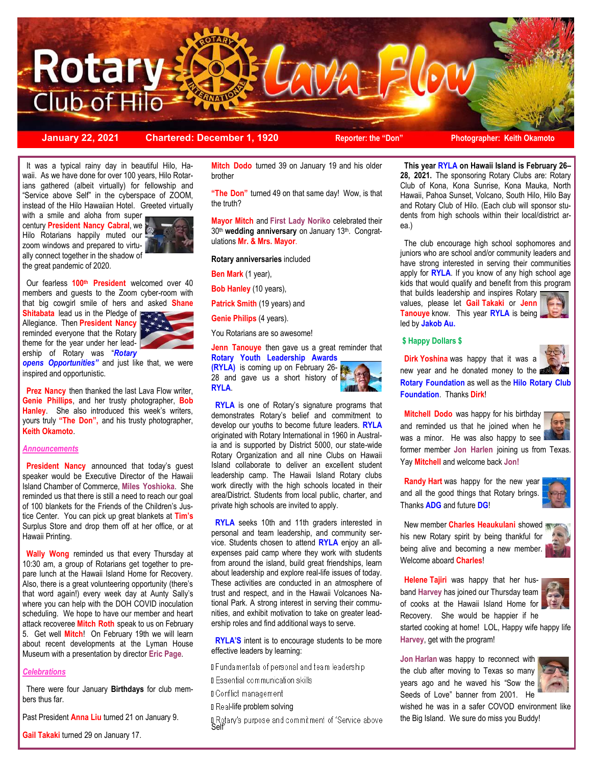# Rotary Club of Hilo — Lava Flow

**January 22, 2021** | **Chartered: December 1, 1920** | **Reporter: the "Don"** | **Photographer: Keith Okamoto**

It was a typical rainy day in beautiful Hilo, Hawaii. As we have done for over 100 years, Hilo Rotarians gathered (albeit virtually) for fellowship and "Service above Self" in the cyberspace of ZOOM, instead of the Hilo Hawaiian Hotel. Greeted virtually with a smile and aloha from super century **President Nancy Cabral**, we Hilo Rotarians happily muted our zoom windows and prepared to virtually connect together in the shadow of the great pandemic of 2020.

Our fearless **100th President** welcomed over 40 members and guests to the Zoom cyber-room with that big cowgirl smile of hers and asked **Shane Shitabata** lead us in the Pledge of Allegiance. Then **President Nancy** reminded everyone that the Rotary theme for the year under her leadership of Rotary was "***Rotary opens Opportunities"*** and just like that, we were inspired and opportunistic.

**Prez Nancy** then thanked the last Lava Flow writer, **Genie Phillips**, and her trusty photographer, **Bob Hanley**. She also introduced this week's writers, yours truly **"The Don",** and his trusty photographer, **Keith Okamoto**.

## *Announcements*

**President Nancy** announced that today's guest speaker would be Executive Director of the Hawaii Island Chamber of Commerce, **Miles Yoshioka**. She reminded us that there is still a need to reach our goal of 100 blankets for the Friends of the Children's Justice Center. You can pick up great blankets at **Tim's** Surplus Store and drop them off at her office, or at Hawaii Printing.

**Wally Wong** reminded us that every Thursday at 10:30 am, a group of Rotarians get together to prepare lunch at the Hawaii Island Home for Recovery. Also, there is a great volunteering opportunity (there's that word again!) every week day at Aunty Sally's where you can help with the DOH COVID inoculation scheduling. We hope to have our member and heart attack recoveree **Mitch Roth** speak to us on February 5. Get well **Mitch**! On February 19th we will learn about recent developments at the Lyman House Museum with a presentation by director **Eric Page**.

## *Celebrations*

There were four January **Birthdays** for club members thus far.

Past President **Anna Liu** turned 21 on January 9.

**Gail Takaki** turned 29 on January 17.

**Mitch Dodo** turned 39 on January 19 and his older brother

**"The Don"** turned 49 on that same day! Wow, is that the truth?

**Mayor Mitch** and **First Lady Noriko** celebrated their 30th **wedding anniversary** on January 13th. Congratulations **Mr. & Mrs. Mayor**.

**Rotary anniversaries** included

**Ben Mark** (1 year),

**Bob Hanley** (10 years),

**Patrick Smith** (19 years) and

**Genie Philips** (4 years).

You Rotarians are so awesome!

**Jenn Tanouye** then gave us a great reminder that **Rotary Youth Leadership Awards (RYLA)** is coming up on February 26-28 and gave us a short history of **RYLA**.

**RYLA** is one of Rotary's signature programs that demonstrates Rotary's belief and commitment to develop our youths to become future leaders. **RYLA** originated with Rotary International in 1960 in Australia and is supported by District 5000, our state-wide Rotary Organization and all nine Clubs on Hawaii Island collaborate to deliver an excellent student leadership camp. The Hawaii Island Rotary clubs work directly with the high schools located in their area/District. Students from local public, charter, and private high schools are invited to apply.

**RYLA** seeks 10th and 11th graders interested in personal and team leadership, and community service. Students chosen to attend **RYLA** enjoy an all-expenses paid camp where they work with students from around the island, build great friendships, learn about leadership and explore real-life issues of today. These activities are conducted in an atmosphere of trust and respect, and in the Hawaii Volcanoes National Park. A strong interest in serving their communities, and exhibit motivation to take on greater leadership roles and find additional ways to serve.

**RYLA'S** intent is to encourage students to be more effective leaders by learning:

- Fundamentals of personal and team leadership
- Essential communication skills
- Conflict management
- Real-life problem solving
- Rotary's purpose and commitment of 'Service above Self'

**This year RYLA on Hawaii Island is February 26–28, 2021.** The sponsoring Rotary Clubs are: Rotary Club of Kona, Kona Sunrise, Kona Mauka, North Hawaii, Pahoa Sunset, Volcano, South Hilo, Hilo Bay and Rotary Club of Hilo. (Each club will sponsor students from high schools within their local/district area.)

The club encourage high school sophomores and juniors who are school and/or community leaders and have strong interested in serving their communities apply for **RYLA**. If you know of any high school age kids that would qualify and benefit from this program that builds leadership and inspires Rotary values, please let **Gail Takaki** or **Jenn Tanouye** know. This year **RYLA** is being led by **Jakob Au.**

## $ Happy Dollars $

**Dirk Yoshina** was happy that it was a new year and he donated money to the **Rotary Foundation** as well as the **Hilo Rotary Club Foundation**. Thanks **Dirk**!

**Mitchell Dodo** was happy for his birthday and reminded us that he joined when he was a minor. He was also happy to see former member **Jon Harlen** joining us from Texas. Yay **Mitchell** and welcome back **Jon**!

**Randy Hart** was happy for the new year and all the good things that Rotary brings. Thanks **ADG** and future **DG**!

New member **Charles Heaukulani** showed his new Rotary spirit by being thankful for being alive and becoming a new member. Welcome aboard **Charles**!

**Helene Tajiri** was happy that her husband **Harvey** has joined our Thursday team of cooks at the Hawaii Island Home for Recovery. She would be happier if he started cooking at home! LOL, Happy wife happy life **Harvey**, get with the program!

**Jon Harlan** was happy to reconnect with the club after moving to Texas so many years ago and he waved his "Sow the Seeds of Love" banner from 2001. He wished he was in a safer COVOD environment like the Big Island. We sure do miss you Buddy!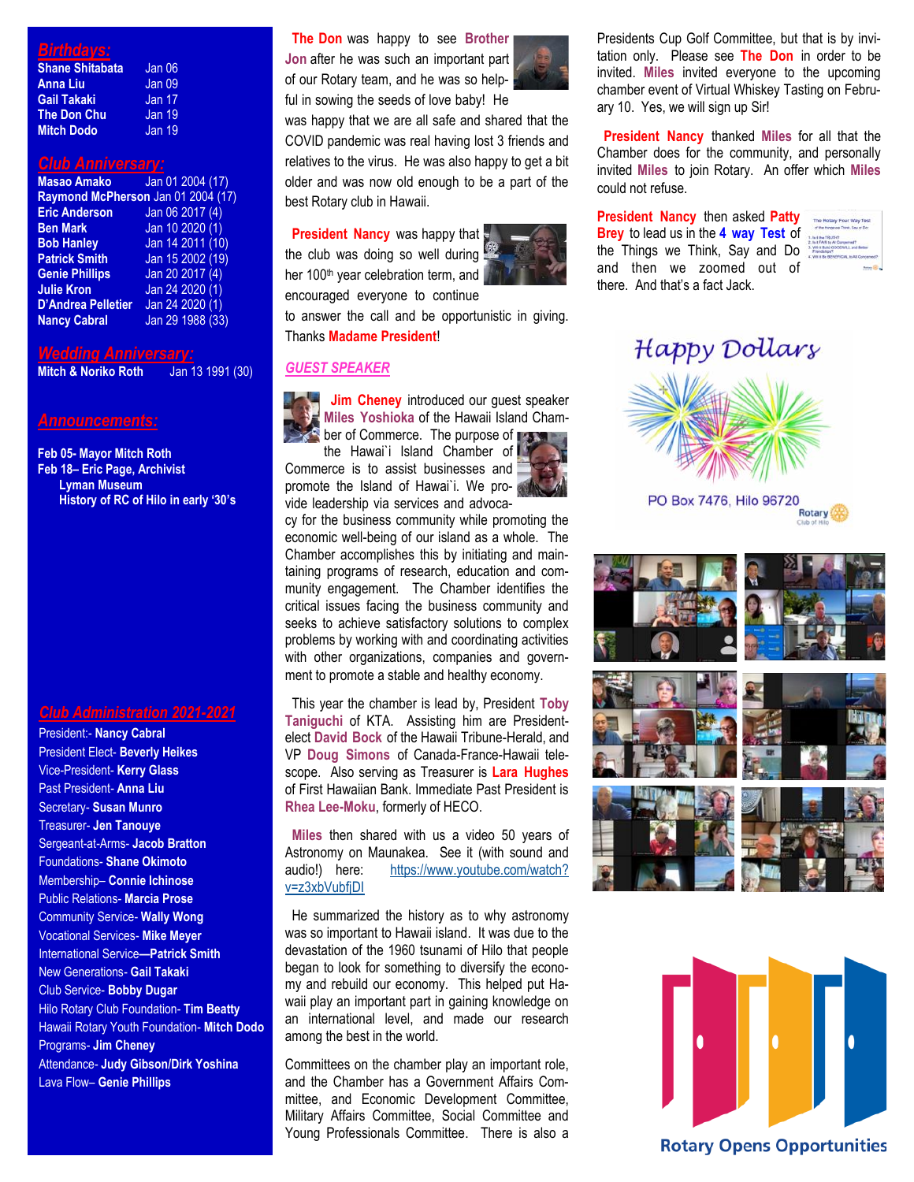## Birthdays:

| | |
|---|---|
| **Shane Shitabata** | Jan 06 |
| **Anna Liu** | Jan 09 |
| **Gail Takaki** | Jan 17 |
| **The Don Chu** | Jan 19 |
| **Mitch Dodo** | Jan 19 |

## Club Anniversary:

| | |
|---|---|
| **Masao Amako** | Jan 01 2004 (17) |
| **Raymond McPherson** | Jan 01 2004 (17) |
| **Eric Anderson** | Jan 06 2017 (4) |
| **Ben Mark** | Jan 10 2020 (1) |
| **Bob Hanley** | Jan 14 2011 (10) |
| **Patrick Smith** | Jan 15 2002 (19) |
| **Genie Phillips** | Jan 20 2017 (4) |
| **Julie Kron** | Jan 24 2020 (1) |
| **D'Andrea Pelletier** | Jan 24 2020 (1) |
| **Nancy Cabral** | Jan 29 1988 (33) |

## Wedding Anniversary:

**Mitch & Noriko Roth** Jan 13 1991 (30)

## Announcements:

**Feb 05- Mayor Mitch Roth**
**Feb 18– Eric Page, Archivist**
**Lyman Museum**
**History of RC of Hilo in early '30's**

## Club Administration 2021-2021

President:- **Nancy Cabral**
President Elect- **Beverly Heikes**
Vice-President- **Kerry Glass**
Past President- **Anna Liu**
Secretary- **Susan Munro**
Treasurer- **Jen Tanouye**
Sergeant-at-Arms- **Jacob Bratton**
Foundations- **Shane Okimoto**
Membership– **Connie Ichinose**
Public Relations- **Marcia Prose**
Community Service- **Wally Wong**
Vocational Services- **Mike Meyer**
International Service—**Patrick Smith**
New Generations- **Gail Takaki**
Club Service- **Bobby Dugar**
Hilo Rotary Club Foundation- **Tim Beatty**
Hawaii Rotary Youth Foundation- **Mitch Dodo**
Programs- **Jim Cheney**
Attendance- **Judy Gibson/Dirk Yoshina**
Lava Flow– **Genie Phillips**

**The Don** was happy to see **Brother Jon** after he was such an important part of our Rotary team, and he was so helpful in sowing the seeds of love baby! He was happy that we are all safe and shared that the COVID pandemic was real having lost 3 friends and relatives to the virus. He was also happy to get a bit older and was now old enough to be a part of the best Rotary club in Hawaii.

**President Nancy** was happy that the club was doing so well during her 100th year celebration term, and encouraged everyone to continue to answer the call and be opportunistic in giving. Thanks **Madame President**!

### GUEST SPEAKER

**Jim Cheney** introduced our guest speaker **Miles Yoshioka** of the Hawaii Island Chamber of Commerce. The purpose of the Hawai`i Island Chamber of Commerce is to assist businesses and promote the Island of Hawai`i. We provide leadership via services and advocacy for the business community while promoting the economic well-being of our island as a whole. The Chamber accomplishes this by initiating and maintaining programs of research, education and community engagement. The Chamber identifies the critical issues facing the business community and seeks to achieve satisfactory solutions to complex problems by working with and coordinating activities with other organizations, companies and government to promote a stable and healthy economy.

This year the chamber is lead by, President **Toby Taniguchi** of KTA. Assisting him are President-elect **David Bock** of the Hawaii Tribune-Herald, and VP **Doug Simons** of Canada-France-Hawaii telescope. Also serving as Treasurer is **Lara Hughes** of First Hawaiian Bank. Immediate Past President is **Rhea Lee-Moku**, formerly of HECO.

**Miles** then shared with us a video 50 years of Astronomy on Maunakea. See it (with sound and audio!) here: https://www.youtube.com/watch?v=z3xbVubfjDI

He summarized the history as to why astronomy was so important to Hawaii island. It was due to the devastation of the 1960 tsunami of Hilo that people began to look for something to diversify the economy and rebuild our economy. This helped put Hawaii play an important part in gaining knowledge on an international level, and made our research among the best in the world.

Committees on the chamber play an important role, and the Chamber has a Government Affairs Committee, and Economic Development Committee, Military Affairs Committee, Social Committee and Young Professionals Committee. There is also a Presidents Cup Golf Committee, but that is by invitation only. Please see **The Don** in order to be invited. **Miles** invited everyone to the upcoming chamber event of Virtual Whiskey Tasting on February 10. Yes, we will sign up Sir!

**President Nancy** thanked **Miles** for all that the Chamber does for the community, and personally invited **Miles** to join Rotary. An offer which **Miles** could not refuse.

**President Nancy** then asked **Patty Brey** to lead us in the **4 way Test** of the Things we Think, Say and Do and then we zoomed out of there. And that's a fact Jack.

Happy Dollars

PO Box 7476, Hilo 96720

Rotary Opens Opportunities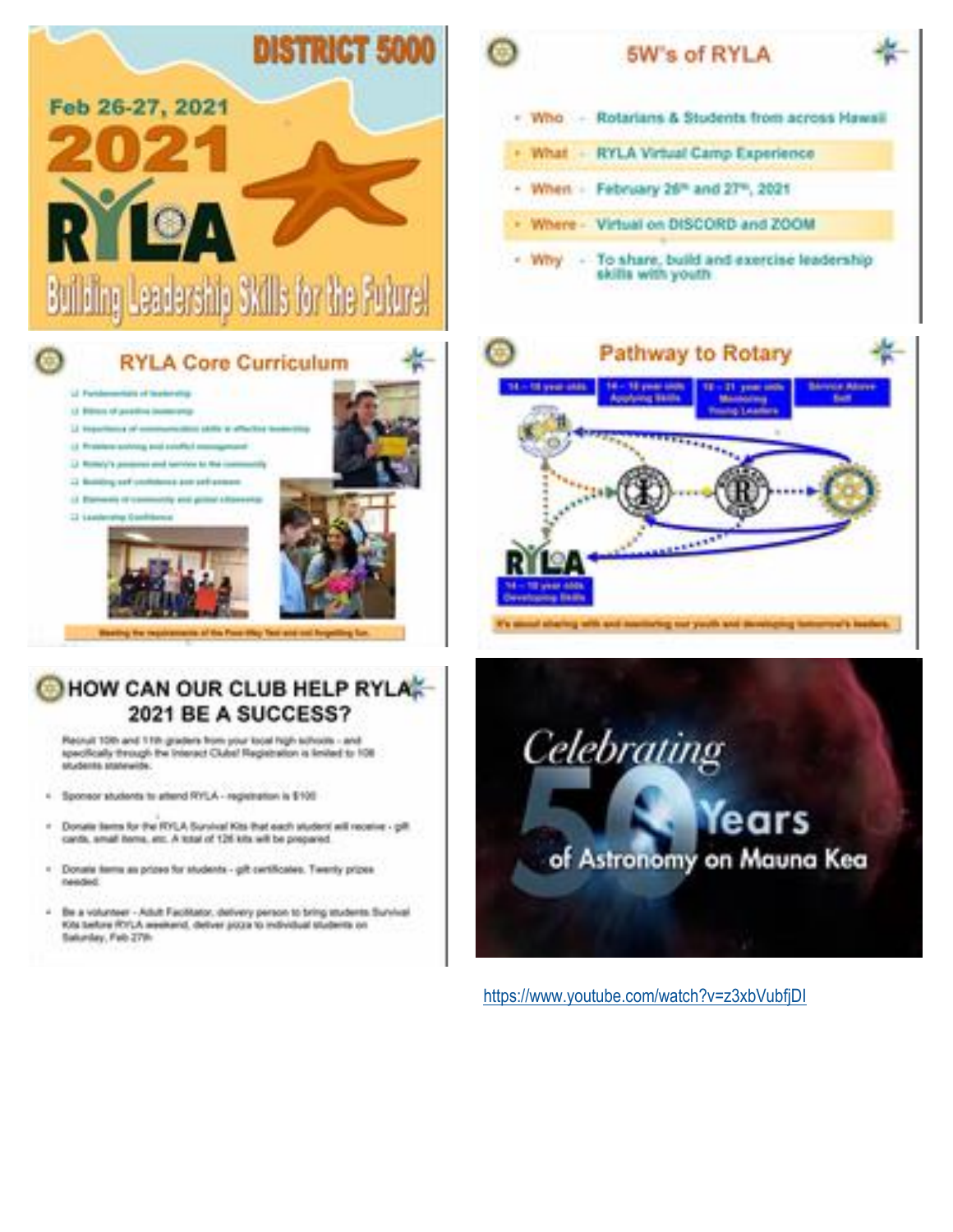DISTRICT 5000

Feb 26-27, 2021

2021

RYLA

Building Leadership Skills for the Future!

5W's of RYLA

- Who - Rotarians & Students from across Hawaii
- What - RYLA Virtual Camp Experience
- When - February 26th and 27th, 2021
- Where - Virtual on DISCORD and ZOOM
- Why - To share, build and exercise leadership skills with youth

RYLA Core Curriculum

- Fundamentals of leadership
- Ethics of positive leadership
- Importance of communication skills in effective leadership
- Problem-solving and conflict management
- Rotary's purpose and service to the community
- Building self confidence and self-esteem
- Elements of community and global citizenship
- Leadership Confidence

Meeting the requirements of the Four-Way Test and not forgetting fun.

Pathway to Rotary

14 – 18 year olds

14 – 18 year olds Applying Skills

18 – 21 year olds Mentoring Young Leaders

Service Above Self

RYLA

14 – 18 year olds Developing Skills

It's about sharing with and mentoring our youth and developing tomorrow's leaders.

HOW CAN OUR CLUB HELP RYLA 2021 BE A SUCCESS?

Recruit 10th and 11th graders from your local high schools - and specifically through the Interact Clubs! Registration is limited to 100 students statewide.

- Sponsor students to attend RYLA - registration is $100
- Donate items for the RYLA Survival Kits that each student will receive - gift cards, small items, etc. A total of 126 kits will be prepared.
- Donate items as prizes for students - gift certificates. Twenty prizes needed.
- Be a volunteer - Adult Facilitator, delivery person to bring students Survival Kits before RYLA weekend, deliver pizza to individual students on Saturday, Feb 27th

Celebrating 50 Years of Astronomy on Mauna Kea

https://www.youtube.com/watch?v=z3xbVubfjDI